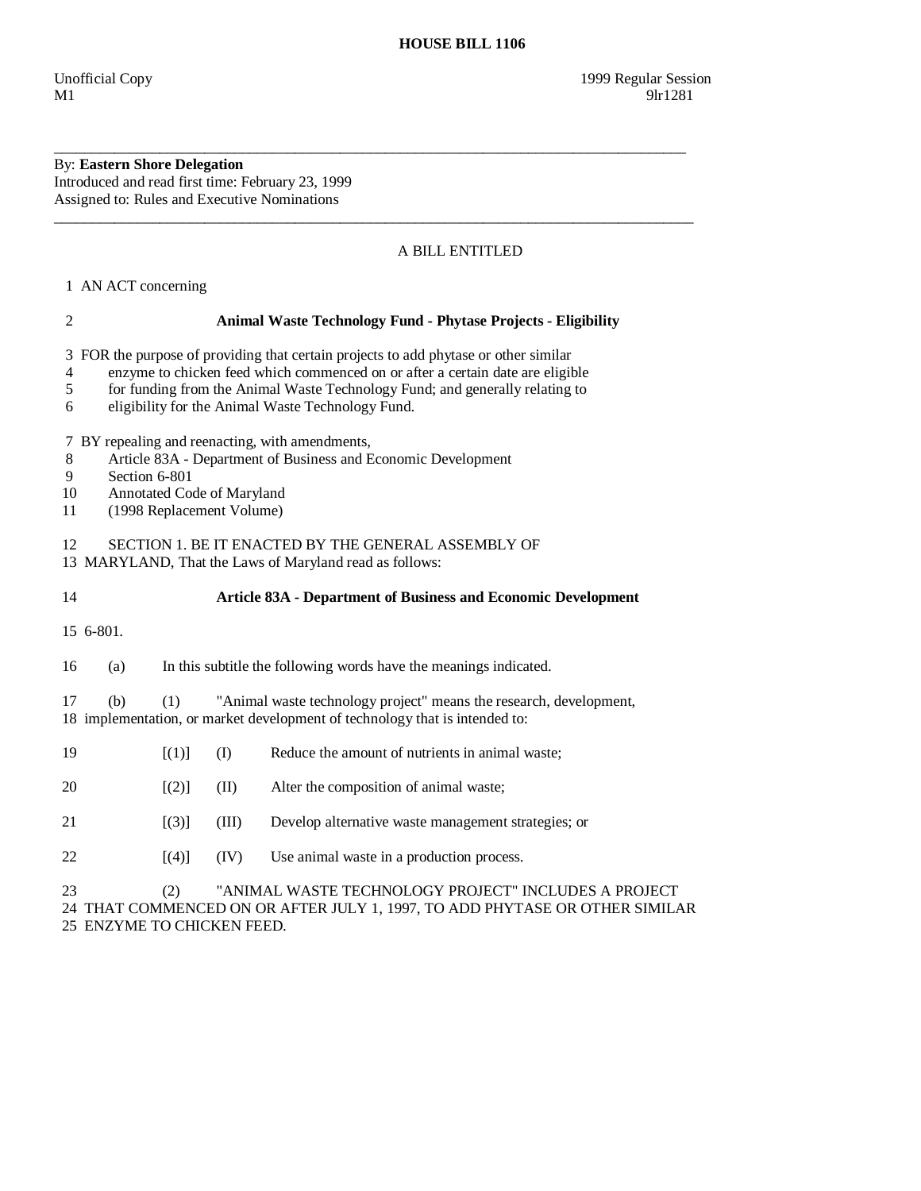# HOUSE BILL 1106

Unofficial Copy
M1

1999 Regular Session
9lr1281

---

By: **Eastern Shore Delegation**
Introduced and read first time: February 23, 1999
Assigned to: Rules and Executive Nominations

---

A BILL ENTITLED

1 AN ACT concerning

2 **Animal Waste Technology Fund - Phytase Projects - Eligibility**

3 FOR the purpose of providing that certain projects to add phytase or other similar
4 enzyme to chicken feed which commenced on or after a certain date are eligible
5 for funding from the Animal Waste Technology Fund; and generally relating to
6 eligibility for the Animal Waste Technology Fund.

7 BY repealing and reenacting, with amendments,
8 Article 83A - Department of Business and Economic Development
9 Section 6-801
10 Annotated Code of Maryland
11 (1998 Replacement Volume)

12 SECTION 1. BE IT ENACTED BY THE GENERAL ASSEMBLY OF
13 MARYLAND, That the Laws of Maryland read as follows:

14 **Article 83A - Department of Business and Economic Development**

15 6-801.

16 (a) In this subtitle the following words have the meanings indicated.

17 (b) (1) "Animal waste technology project" means the research, development,
18 implementation, or market development of technology that is intended to:

19 [(1)] (I) Reduce the amount of nutrients in animal waste;

20 [(2)] (II) Alter the composition of animal waste;

21 [(3)] (III) Develop alternative waste management strategies; or

22 [(4)] (IV) Use animal waste in a production process.

23 (2) "ANIMAL WASTE TECHNOLOGY PROJECT" INCLUDES A PROJECT
24 THAT COMMENCED ON OR AFTER JULY 1, 1997, TO ADD PHYTASE OR OTHER SIMILAR
25 ENZYME TO CHICKEN FEED.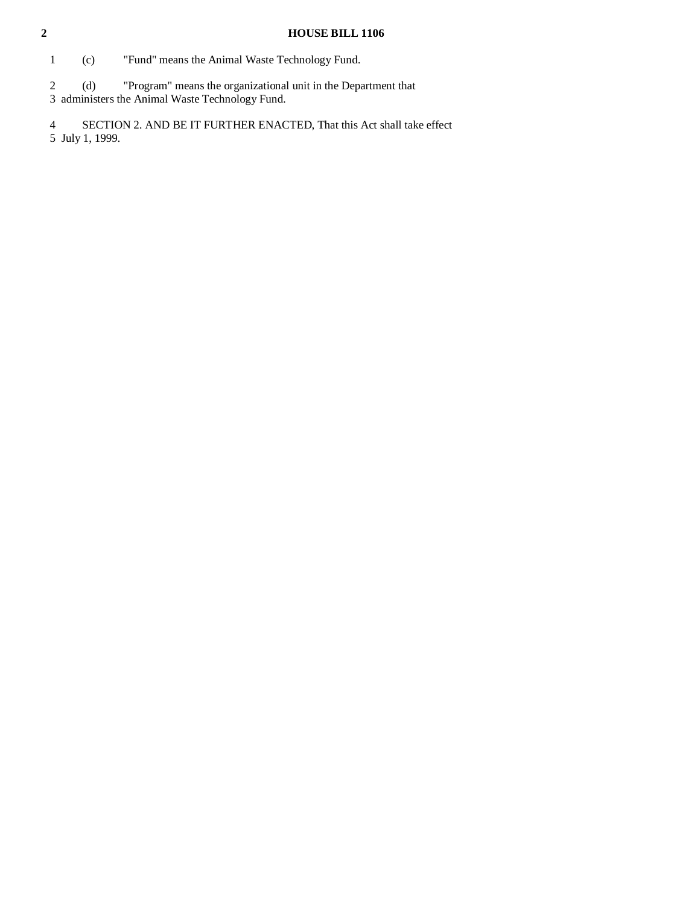(c) "Fund" means the Animal Waste Technology Fund.

(d) "Program" means the organizational unit in the Department that administers the Animal Waste Technology Fund.

SECTION 2. AND BE IT FURTHER ENACTED, That this Act shall take effect July 1, 1999.